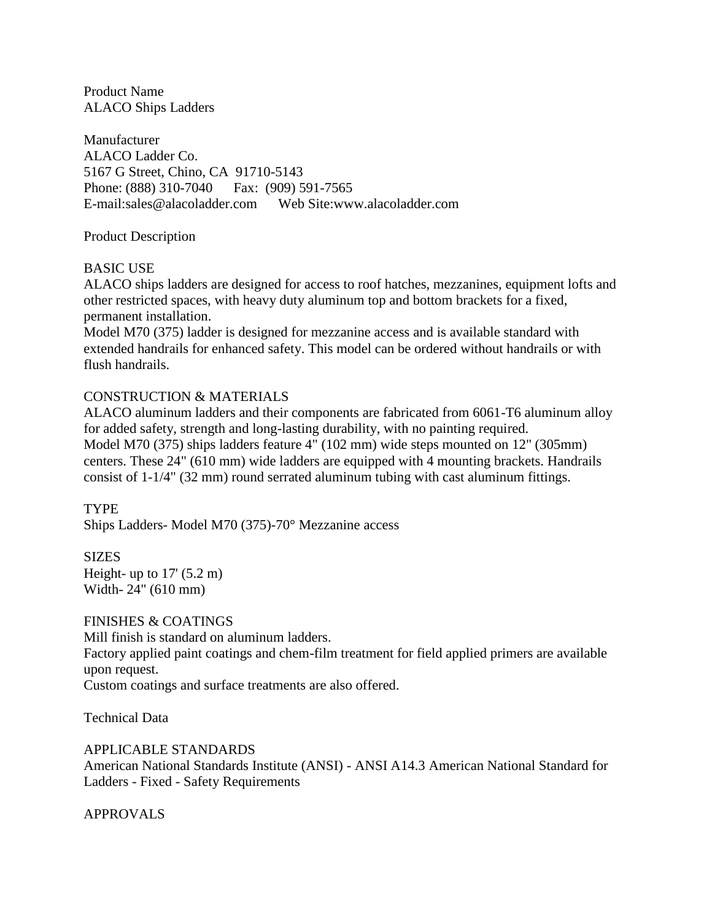Product Name
ALACO Ships Ladders

Manufacturer
ALACO Ladder Co.
5167 G Street, Chino, CA 91710-5143
Phone: (888) 310-7040 Fax: (909) 591-7565
E-mail:sales@alacoladder.com Web Site:www.alacoladder.com

Product Description

BASIC USE
ALACO ships ladders are designed for access to roof hatches, mezzanines, equipment lofts and other restricted spaces, with heavy duty aluminum top and bottom brackets for a fixed, permanent installation.
Model M70 (375) ladder is designed for mezzanine access and is available standard with extended handrails for enhanced safety. This model can be ordered without handrails or with flush handrails.

CONSTRUCTION & MATERIALS
ALACO aluminum ladders and their components are fabricated from 6061-T6 aluminum alloy for added safety, strength and long-lasting durability, with no painting required.
Model M70 (375) ships ladders feature 4" (102 mm) wide steps mounted on 12" (305mm) centers. These 24" (610 mm) wide ladders are equipped with 4 mounting brackets. Handrails consist of 1-1/4" (32 mm) round serrated aluminum tubing with cast aluminum fittings.

TYPE
Ships Ladders- Model M70 (375)-70° Mezzanine access

SIZES
Height- up to 17' (5.2 m)
Width- 24" (610 mm)

FINISHES & COATINGS
Mill finish is standard on aluminum ladders.
Factory applied paint coatings and chem-film treatment for field applied primers are available upon request.
Custom coatings and surface treatments are also offered.

Technical Data

APPLICABLE STANDARDS
American National Standards Institute (ANSI) - ANSI A14.3 American National Standard for Ladders - Fixed - Safety Requirements

APPROVALS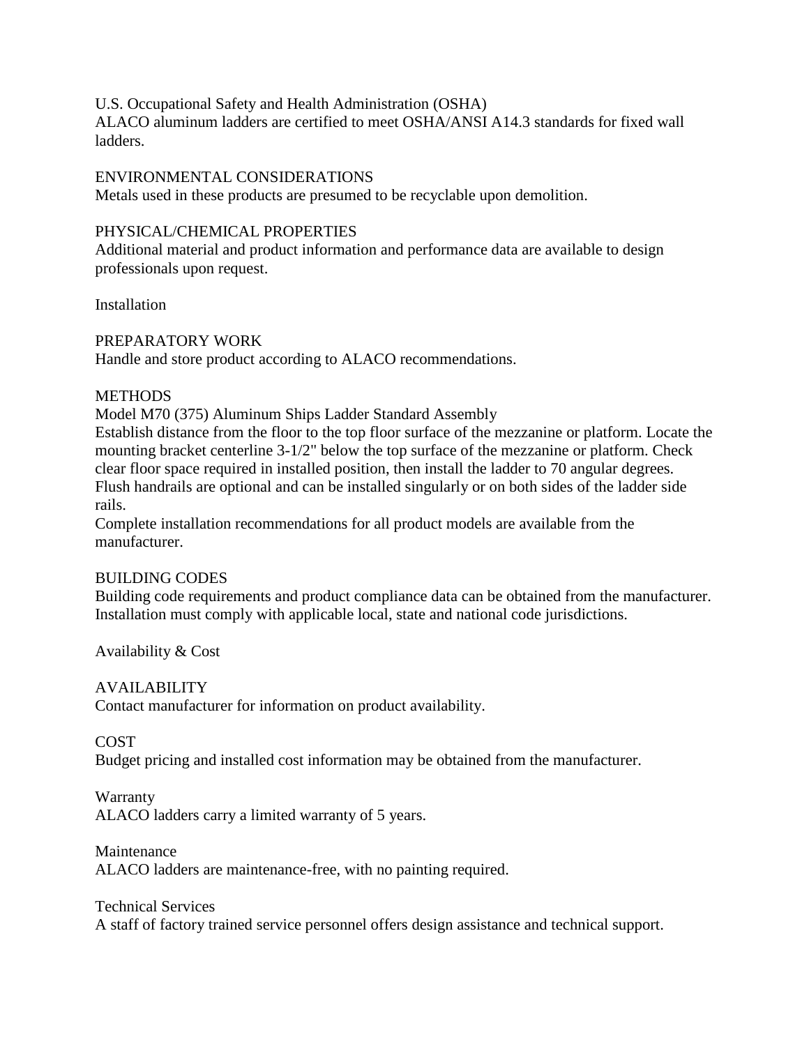U.S. Occupational Safety and Health Administration (OSHA)
ALACO aluminum ladders are certified to meet OSHA/ANSI A14.3 standards for fixed wall ladders.

### ENVIRONMENTAL CONSIDERATIONS

Metals used in these products are presumed to be recyclable upon demolition.

### PHYSICAL/CHEMICAL PROPERTIES

Additional material and product information and performance data are available to design professionals upon request.

## Installation

### PREPARATORY WORK

Handle and store product according to ALACO recommendations.

### METHODS

Model M70 (375) Aluminum Ships Ladder Standard Assembly
Establish distance from the floor to the top floor surface of the mezzanine or platform. Locate the mounting bracket centerline 3-1/2" below the top surface of the mezzanine or platform. Check clear floor space required in installed position, then install the ladder to 70 angular degrees. Flush handrails are optional and can be installed singularly or on both sides of the ladder side rails.
Complete installation recommendations for all product models are available from the manufacturer.

### BUILDING CODES

Building code requirements and product compliance data can be obtained from the manufacturer. Installation must comply with applicable local, state and national code jurisdictions.

## Availability & Cost

### AVAILABILITY

Contact manufacturer for information on product availability.

### COST

Budget pricing and installed cost information may be obtained from the manufacturer.

## Warranty

ALACO ladders carry a limited warranty of 5 years.

## Maintenance

ALACO ladders are maintenance-free, with no painting required.

## Technical Services

A staff of factory trained service personnel offers design assistance and technical support.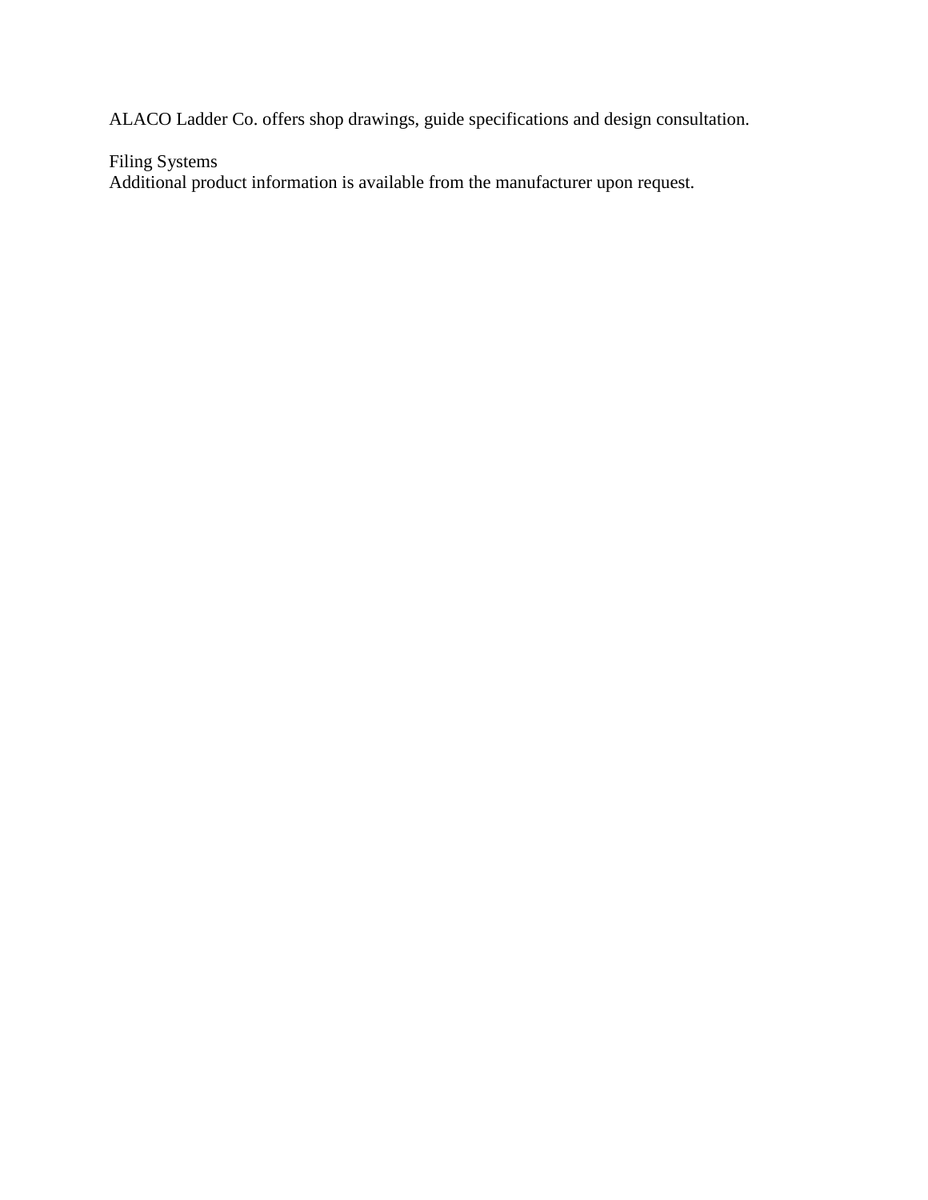ALACO Ladder Co. offers shop drawings, guide specifications and design consultation.

Filing Systems
Additional product information is available from the manufacturer upon request.